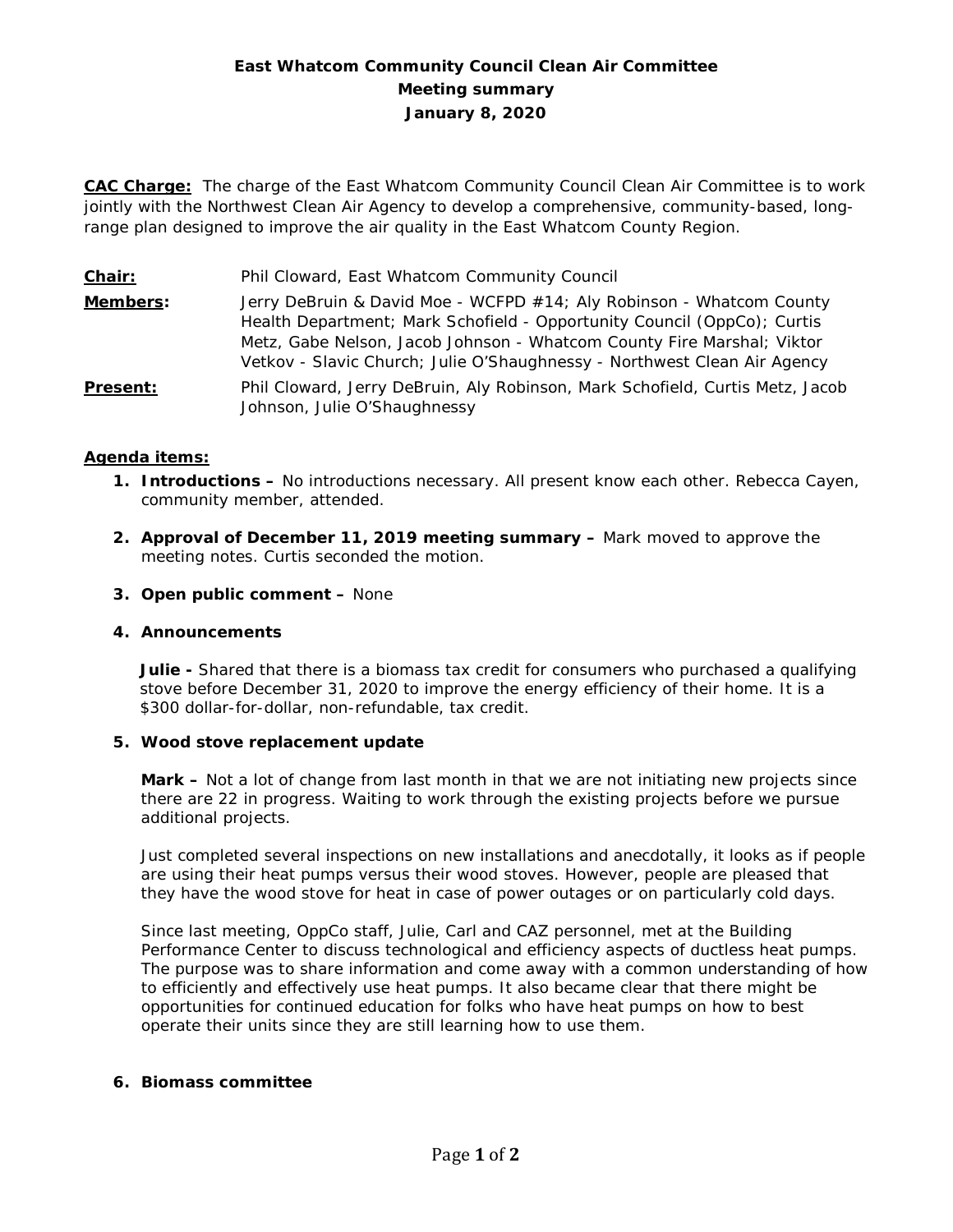# East Whatcom Community Council Clean Air Committee
## Meeting summary
### January 8, 2020

**CAC Charge:** The charge of the East Whatcom Community Council Clean Air Committee is to work jointly with the Northwest Clean Air Agency to develop a comprehensive, community-based, long-range plan designed to improve the air quality in the East Whatcom County Region.

**Chair:** Phil Cloward, East Whatcom Community Council

**Members:** Jerry DeBruin & David Moe - WCFPD #14; Aly Robinson - Whatcom County Health Department; Mark Schofield - Opportunity Council (OppCo); Curtis Metz, Gabe Nelson, Jacob Johnson - Whatcom County Fire Marshal; Viktor Vetkov - Slavic Church; Julie O'Shaughnessy - Northwest Clean Air Agency

**Present:** Phil Cloward, Jerry DeBruin, Aly Robinson, Mark Schofield, Curtis Metz, Jacob Johnson, Julie O'Shaughnessy

**Agenda items:**

1. **Introductions –** No introductions necessary. All present know each other. Rebecca Cayen, community member, attended.

2. **Approval of December 11, 2019 meeting summary –** Mark moved to approve the meeting notes. Curtis seconded the motion.

3. **Open public comment –** None

4. **Announcements**

   **Julie -** Shared that there is a biomass tax credit for consumers who purchased a qualifying stove before December 31, 2020 to improve the energy efficiency of their home. It is a $300 dollar-for-dollar, non-refundable, tax credit.

5. **Wood stove replacement update**

   **Mark –** Not a lot of change from last month in that we are not initiating new projects since there are 22 in progress. Waiting to work through the existing projects before we pursue additional projects.

   Just completed several inspections on new installations and anecdotally, it looks as if people are using their heat pumps versus their wood stoves. However, people are pleased that they have the wood stove for heat in case of power outages or on particularly cold days.

   Since last meeting, OppCo staff, Julie, Carl and CAZ personnel, met at the Building Performance Center to discuss technological and efficiency aspects of ductless heat pumps. The purpose was to share information and come away with a common understanding of how to efficiently and effectively use heat pumps. It also became clear that there might be opportunities for continued education for folks who have heat pumps on how to best operate their units since they are still learning how to use them.

6. **Biomass committee**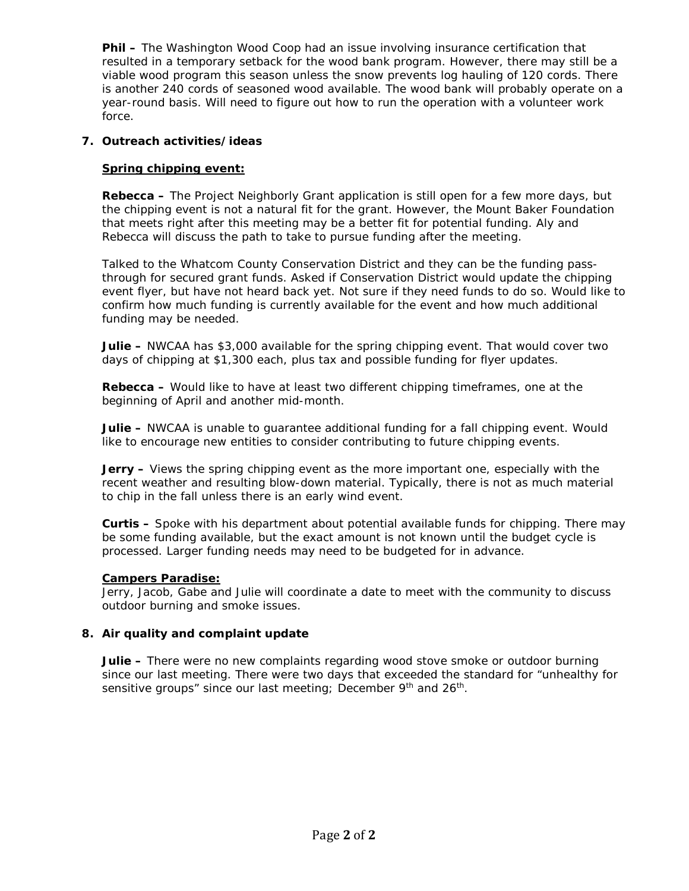**Phil –** The Washington Wood Coop had an issue involving insurance certification that resulted in a temporary setback for the wood bank program. However, there may still be a viable wood program this season unless the snow prevents log hauling of 120 cords. There is another 240 cords of seasoned wood available. The wood bank will probably operate on a year-round basis. Will need to figure out how to run the operation with a volunteer work force.

**7. Outreach activities/ideas**

**Spring chipping event:**

**Rebecca –** The Project Neighborly Grant application is still open for a few more days, but the chipping event is not a natural fit for the grant. However, the Mount Baker Foundation that meets right after this meeting may be a better fit for potential funding. Aly and Rebecca will discuss the path to take to pursue funding after the meeting.

Talked to the Whatcom County Conservation District and they can be the funding pass-through for secured grant funds. Asked if Conservation District would update the chipping event flyer, but have not heard back yet. Not sure if they need funds to do so. Would like to confirm how much funding is currently available for the event and how much additional funding may be needed.

**Julie –** NWCAA has $3,000 available for the spring chipping event. That would cover two days of chipping at $1,300 each, plus tax and possible funding for flyer updates.

**Rebecca –** Would like to have at least two different chipping timeframes, one at the beginning of April and another mid-month.

**Julie –** NWCAA is unable to guarantee additional funding for a fall chipping event. Would like to encourage new entities to consider contributing to future chipping events.

**Jerry –** Views the spring chipping event as the more important one, especially with the recent weather and resulting blow-down material. Typically, there is not as much material to chip in the fall unless there is an early wind event.

**Curtis –** Spoke with his department about potential available funds for chipping. There may be some funding available, but the exact amount is not known until the budget cycle is processed. Larger funding needs may need to be budgeted for in advance.

**Campers Paradise:**

Jerry, Jacob, Gabe and Julie will coordinate a date to meet with the community to discuss outdoor burning and smoke issues.

**8. Air quality and complaint update**

**Julie –** There were no new complaints regarding wood stove smoke or outdoor burning since our last meeting. There were two days that exceeded the standard for "unhealthy for sensitive groups" since our last meeting; December 9th and 26th.